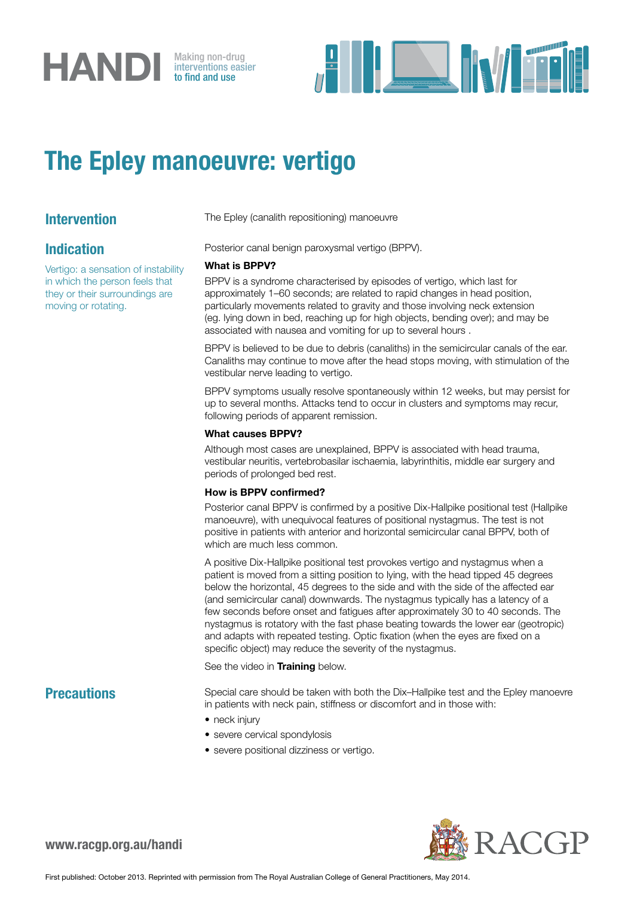HANDI Making non-drug interventions easier to find and use

# The Epley manoeuvre: vertigo

## Intervention

The Epley (canalith repositioning) manoeuvre

## Indication

Vertigo: a sensation of instability in which the person feels that they or their surroundings are moving or rotating.

Posterior canal benign paroxysmal vertigo (BPPV).

**What is BPPV?**

BPPV is a syndrome characterised by episodes of vertigo, which last for approximately 1–60 seconds; are related to rapid changes in head position, particularly movements related to gravity and those involving neck extension (eg. lying down in bed, reaching up for high objects, bending over); and may be associated with nausea and vomiting for up to several hours .

BPPV is believed to be due to debris (canaliths) in the semicircular canals of the ear. Canaliths may continue to move after the head stops moving, with stimulation of the vestibular nerve leading to vertigo.

BPPV symptoms usually resolve spontaneously within 12 weeks, but may persist for up to several months. Attacks tend to occur in clusters and symptoms may recur, following periods of apparent remission.

**What causes BPPV?**

Although most cases are unexplained, BPPV is associated with head trauma, vestibular neuritis, vertebrobasilar ischaemia, labyrinthitis, middle ear surgery and periods of prolonged bed rest.

**How is BPPV confirmed?**

Posterior canal BPPV is confirmed by a positive Dix-Hallpike positional test (Hallpike manoeuvre), with unequivocal features of positional nystagmus. The test is not positive in patients with anterior and horizontal semicircular canal BPPV, both of which are much less common.

A positive Dix-Hallpike positional test provokes vertigo and nystagmus when a patient is moved from a sitting position to lying, with the head tipped 45 degrees below the horizontal, 45 degrees to the side and with the side of the affected ear (and semicircular canal) downwards. The nystagmus typically has a latency of a few seconds before onset and fatigues after approximately 30 to 40 seconds. The nystagmus is rotatory with the fast phase beating towards the lower ear (geotropic) and adapts with repeated testing. Optic fixation (when the eyes are fixed on a specific object) may reduce the severity of the nystagmus.

See the video in **Training** below.

## Precautions

Special care should be taken with both the Dix–Hallpike test and the Epley manoevre in patients with neck pain, stiffness or discomfort and in those with:

- neck injury
- severe cervical spondylosis
- severe positional dizziness or vertigo.

www.racgp.org.au/handi

RACGP

First published: October 2013. Reprinted with permission from The Royal Australian College of General Practitioners, May 2014.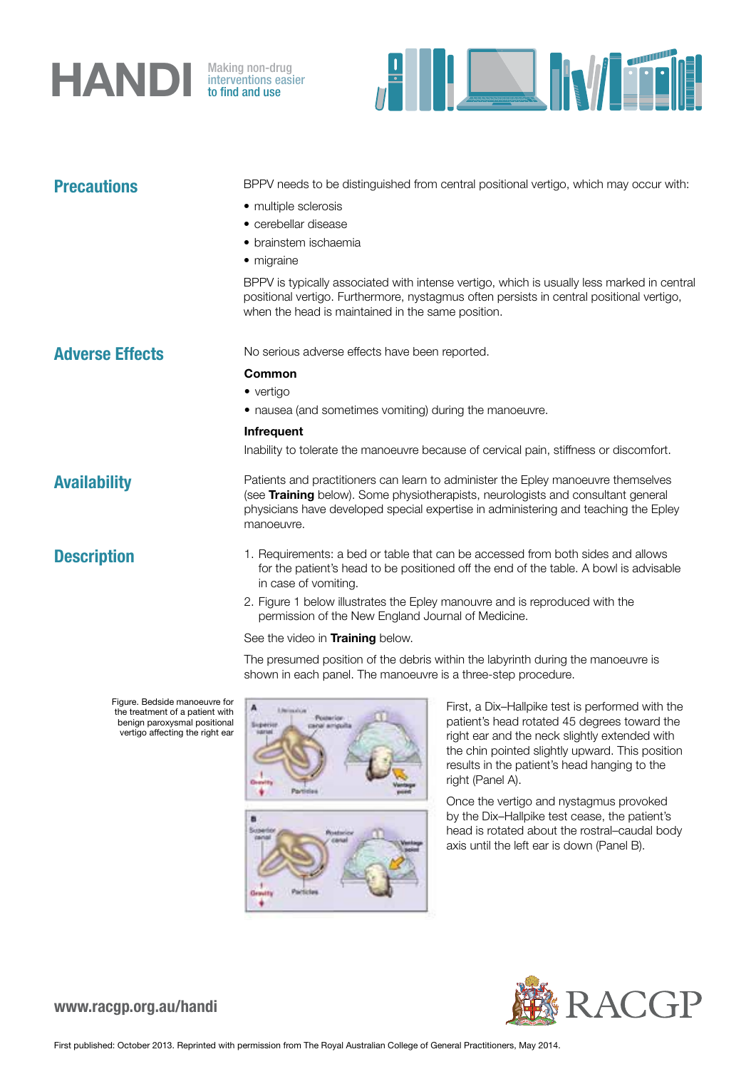## Precautions

BPPV needs to be distinguished from central positional vertigo, which may occur with:

- multiple sclerosis
- cerebellar disease
- brainstem ischaemia
- migraine

BPPV is typically associated with intense vertigo, which is usually less marked in central positional vertigo. Furthermore, nystagmus often persists in central positional vertigo, when the head is maintained in the same position.

## Adverse Effects

No serious adverse effects have been reported.

**Common**

- vertigo
- nausea (and sometimes vomiting) during the manoeuvre.

**Infrequent**

Inability to tolerate the manoeuvre because of cervical pain, stiffness or discomfort.

## Availability

Patients and practitioners can learn to administer the Epley manoeuvre themselves (see **Training** below). Some physiotherapists, neurologists and consultant general physicians have developed special expertise in administering and teaching the Epley manoeuvre.

## Description

1. Requirements: a bed or table that can be accessed from both sides and allows for the patient's head to be positioned off the end of the table. A bowl is advisable in case of vomiting.
2. Figure 1 below illustrates the Epley manouvre and is reproduced with the permission of the New England Journal of Medicine.

See the video in **Training** below.

The presumed position of the debris within the labyrinth during the manoeuvre is shown in each panel. The manoeuvre is a three-step procedure.

Figure. Bedside manoeuvre for the treatment of a patient with benign paroxysmal positional vertigo affecting the right ear

First, a Dix–Hallpike test is performed with the patient's head rotated 45 degrees toward the right ear and the neck slightly extended with the chin pointed slightly upward. This position results in the patient's head hanging to the right (Panel A).

Once the vertigo and nystagmus provoked by the Dix–Hallpike test cease, the patient's head is rotated about the rostral–caudal body axis until the left ear is down (Panel B).

First published: October 2013. Reprinted with permission from The Royal Australian College of General Practitioners, May 2014.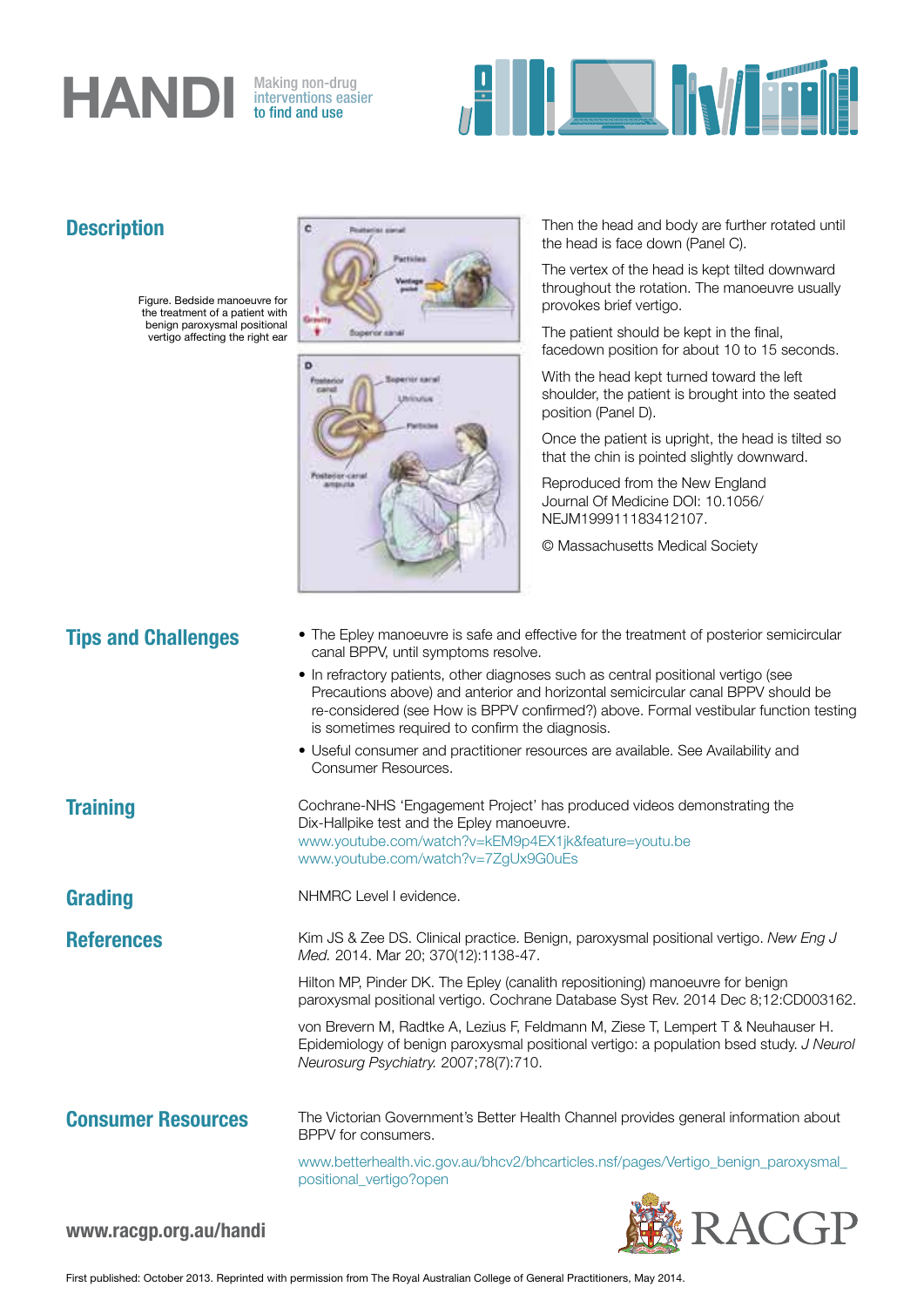## Description

Figure. Bedside manoeuvre for the treatment of a patient with benign paroxysmal positional vertigo affecting the right ear

Then the head and body are further rotated until the head is face down (Panel C).

The vertex of the head is kept tilted downward throughout the rotation. The manoeuvre usually provokes brief vertigo.

The patient should be kept in the final, facedown position for about 10 to 15 seconds.

With the head kept turned toward the left shoulder, the patient is brought into the seated position (Panel D).

Once the patient is upright, the head is tilted so that the chin is pointed slightly downward.

Reproduced from the New England Journal Of Medicine DOI: 10.1056/NEJM199911183412107.

© Massachusetts Medical Society

## Tips and Challenges

- The Epley manoeuvre is safe and effective for the treatment of posterior semicircular canal BPPV, until symptoms resolve.
- In refractory patients, other diagnoses such as central positional vertigo (see Precautions above) and anterior and horizontal semicircular canal BPPV should be re-considered (see How is BPPV confirmed?) above. Formal vestibular function testing is sometimes required to confirm the diagnosis.
- Useful consumer and practitioner resources are available. See Availability and Consumer Resources.

## Training

Cochrane-NHS 'Engagement Project' has produced videos demonstrating the Dix-Hallpike test and the Epley manoeuvre.
www.youtube.com/watch?v=kEM9p4EX1jk&feature=youtu.be
www.youtube.com/watch?v=7ZgUx9G0uEs

## Grading

NHMRC Level I evidence.

## References

Kim JS & Zee DS. Clinical practice. Benign, paroxysmal positional vertigo. *New Eng J Med.* 2014. Mar 20; 370(12):1138-47.

Hilton MP, Pinder DK. The Epley (canalith repositioning) manoeuvre for benign paroxysmal positional vertigo. Cochrane Database Syst Rev. 2014 Dec 8;12:CD003162.

von Brevern M, Radtke A, Lezius F, Feldmann M, Ziese T, Lempert T & Neuhauser H. Epidemiology of benign paroxysmal positional vertigo: a population bsed study. *J Neurol Neurosurg Psychiatry.* 2007;78(7):710.

## Consumer Resources

The Victorian Government's Better Health Channel provides general information about BPPV for consumers.

www.betterhealth.vic.gov.au/bhcv2/bhcarticles.nsf/pages/Vertigo_benign_paroxysmal_positional_vertigo?open

www.racgp.org.au/handi

First published: October 2013. Reprinted with permission from The Royal Australian College of General Practitioners, May 2014.